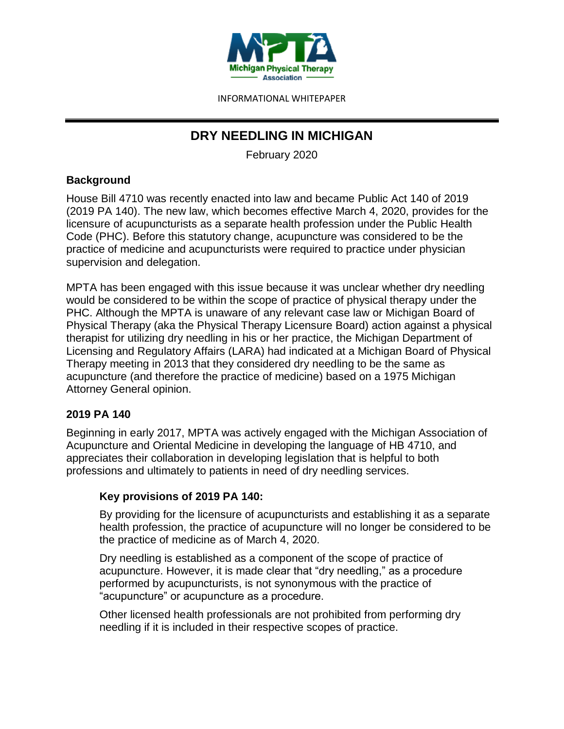Michigan Physical Therapy Association

INFORMATIONAL WHITEPAPER

# DRY NEEDLING IN MICHIGAN

February 2020

## Background

House Bill 4710 was recently enacted into law and became Public Act 140 of 2019 (2019 PA 140). The new law, which becomes effective March 4, 2020, provides for the licensure of acupuncturists as a separate health profession under the Public Health Code (PHC). Before this statutory change, acupuncture was considered to be the practice of medicine and acupuncturists were required to practice under physician supervision and delegation.

MPTA has been engaged with this issue because it was unclear whether dry needling would be considered to be within the scope of practice of physical therapy under the PHC. Although the MPTA is unaware of any relevant case law or Michigan Board of Physical Therapy (aka the Physical Therapy Licensure Board) action against a physical therapist for utilizing dry needling in his or her practice, the Michigan Department of Licensing and Regulatory Affairs (LARA) had indicated at a Michigan Board of Physical Therapy meeting in 2013 that they considered dry needling to be the same as acupuncture (and therefore the practice of medicine) based on a 1975 Michigan Attorney General opinion.

## 2019 PA 140

Beginning in early 2017, MPTA was actively engaged with the Michigan Association of Acupuncture and Oriental Medicine in developing the language of HB 4710, and appreciates their collaboration in developing legislation that is helpful to both professions and ultimately to patients in need of dry needling services.

### Key provisions of 2019 PA 140:

By providing for the licensure of acupuncturists and establishing it as a separate health profession, the practice of acupuncture will no longer be considered to be the practice of medicine as of March 4, 2020.

Dry needling is established as a component of the scope of practice of acupuncture. However, it is made clear that "dry needling," as a procedure performed by acupuncturists, is not synonymous with the practice of "acupuncture" or acupuncture as a procedure.

Other licensed health professionals are not prohibited from performing dry needling if it is included in their respective scopes of practice.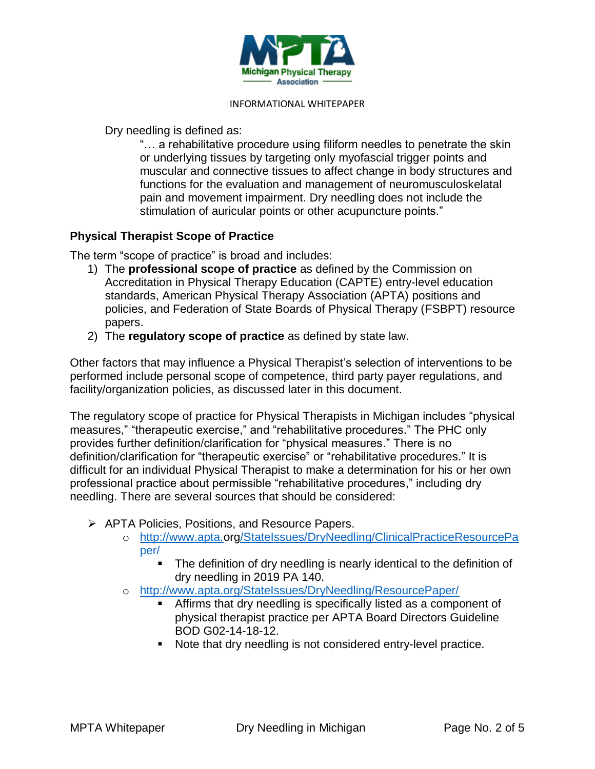INFORMATIONAL WHITEPAPER

Dry needling is defined as:

> "… a rehabilitative procedure using filiform needles to penetrate the skin or underlying tissues by targeting only myofascial trigger points and muscular and connective tissues to affect change in body structures and functions for the evaluation and management of neuromusculoskelatal pain and movement impairment. Dry needling does not include the stimulation of auricular points or other acupuncture points."

**Physical Therapist Scope of Practice**

The term "scope of practice" is broad and includes:

1) The **professional scope of practice** as defined by the Commission on Accreditation in Physical Therapy Education (CAPTE) entry-level education standards, American Physical Therapy Association (APTA) positions and policies, and Federation of State Boards of Physical Therapy (FSBPT) resource papers.
2) The **regulatory scope of practice** as defined by state law.

Other factors that may influence a Physical Therapist's selection of interventions to be performed include personal scope of competence, third party payer regulations, and facility/organization policies, as discussed later in this document.

The regulatory scope of practice for Physical Therapists in Michigan includes "physical measures," "therapeutic exercise," and "rehabilitative procedures." The PHC only provides further definition/clarification for "physical measures." There is no definition/clarification for "therapeutic exercise" or "rehabilitative procedures." It is difficult for an individual Physical Therapist to make a determination for his or her own professional practice about permissible "rehabilitative procedures," including dry needling. There are several sources that should be considered:

- APTA Policies, Positions, and Resource Papers.
  - http://www.apta.org/StateIssues/DryNeedling/ClinicalPracticeResourcePaper/
    - The definition of dry needling is nearly identical to the definition of dry needling in 2019 PA 140.
  - http://www.apta.org/StateIssues/DryNeedling/ResourcePaper/
    - Affirms that dry needling is specifically listed as a component of physical therapist practice per APTA Board Directors Guideline BOD G02-14-18-12.
    - Note that dry needling is not considered entry-level practice.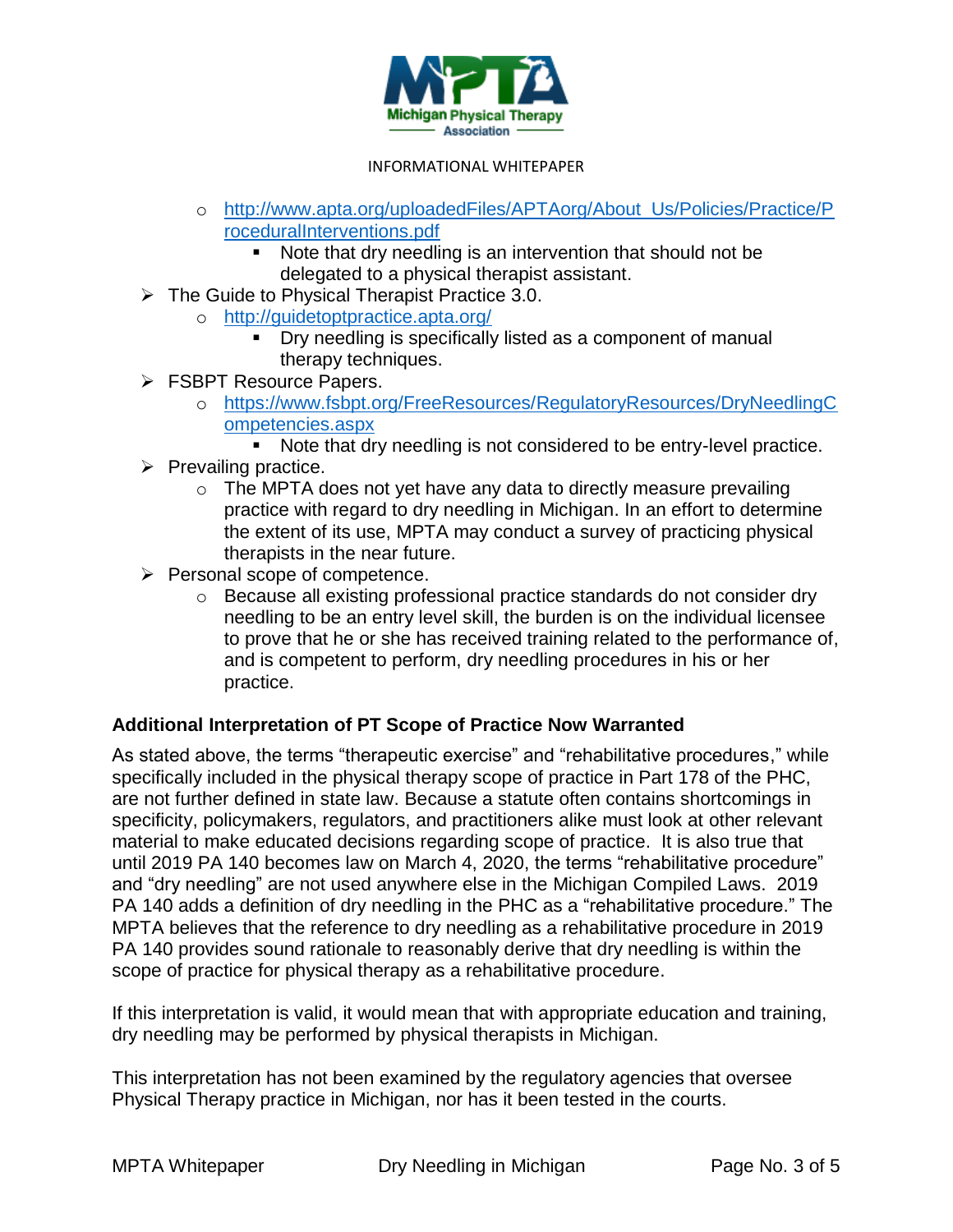- http://www.apta.org/uploadedFiles/APTAorg/About_Us/Policies/Practice/ProceduralInterventions.pdf
  - Note that dry needling is an intervention that should not be delegated to a physical therapist assistant.
- The Guide to Physical Therapist Practice 3.0.
  - http://guidetoptpractice.apta.org/
    - Dry needling is specifically listed as a component of manual therapy techniques.
- FSBPT Resource Papers.
  - https://www.fsbpt.org/FreeResources/RegulatoryResources/DryNeedlingCompetencies.aspx
    - Note that dry needling is not considered to be entry-level practice.
- Prevailing practice.
  - The MPTA does not yet have any data to directly measure prevailing practice with regard to dry needling in Michigan. In an effort to determine the extent of its use, MPTA may conduct a survey of practicing physical therapists in the near future.
- Personal scope of competence.
  - Because all existing professional practice standards do not consider dry needling to be an entry level skill, the burden is on the individual licensee to prove that he or she has received training related to the performance of, and is competent to perform, dry needling procedures in his or her practice.

**Additional Interpretation of PT Scope of Practice Now Warranted**

As stated above, the terms "therapeutic exercise" and "rehabilitative procedures," while specifically included in the physical therapy scope of practice in Part 178 of the PHC, are not further defined in state law. Because a statute often contains shortcomings in specificity, policymakers, regulators, and practitioners alike must look at other relevant material to make educated decisions regarding scope of practice. It is also true that until 2019 PA 140 becomes law on March 4, 2020, the terms "rehabilitative procedure" and "dry needling" are not used anywhere else in the Michigan Compiled Laws. 2019 PA 140 adds a definition of dry needling in the PHC as a "rehabilitative procedure." The MPTA believes that the reference to dry needling as a rehabilitative procedure in 2019 PA 140 provides sound rationale to reasonably derive that dry needling is within the scope of practice for physical therapy as a rehabilitative procedure.

If this interpretation is valid, it would mean that with appropriate education and training, dry needling may be performed by physical therapists in Michigan.

This interpretation has not been examined by the regulatory agencies that oversee Physical Therapy practice in Michigan, nor has it been tested in the courts.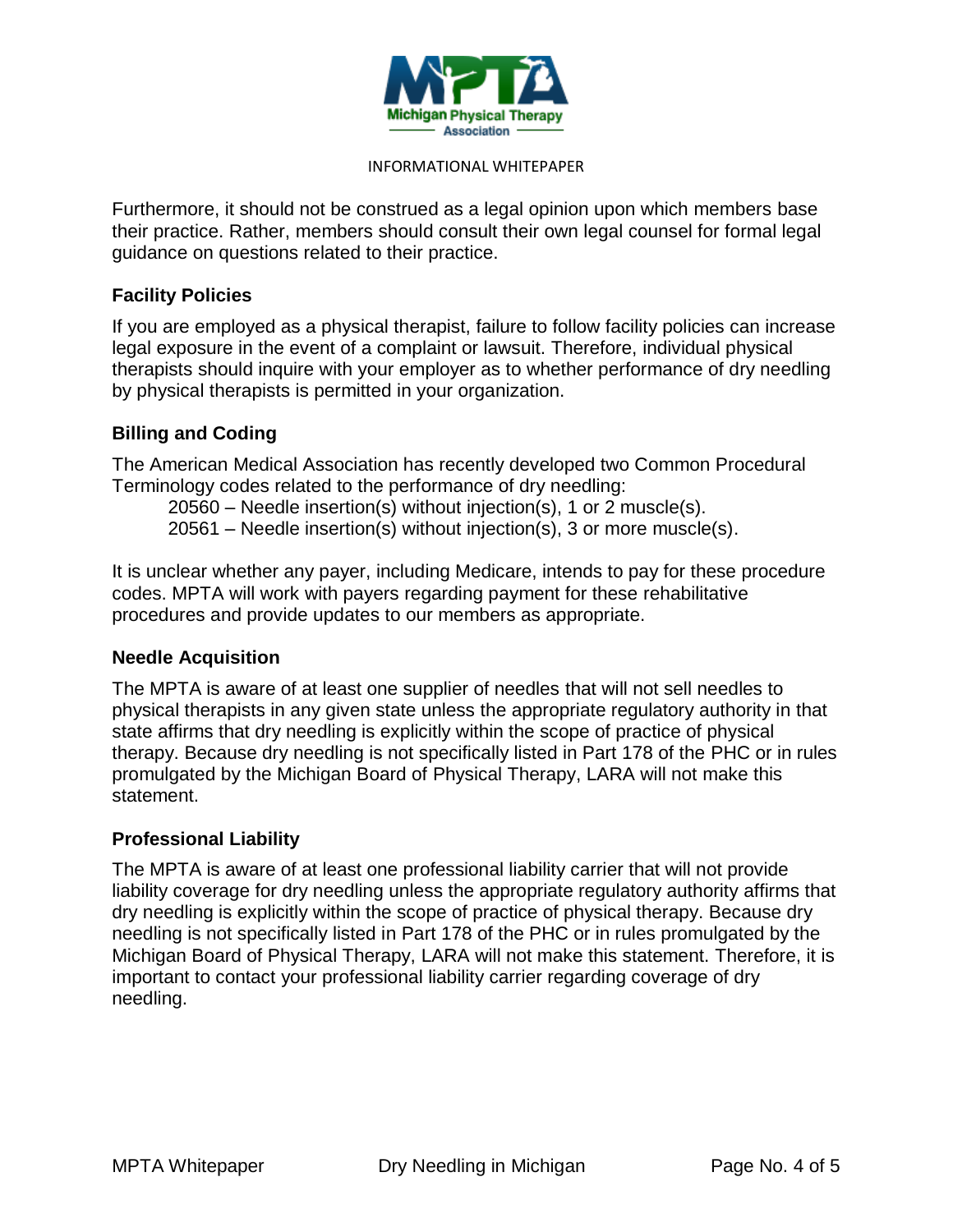Furthermore, it should not be construed as a legal opinion upon which members base their practice. Rather, members should consult their own legal counsel for formal legal guidance on questions related to their practice.

### Facility Policies

If you are employed as a physical therapist, failure to follow facility policies can increase legal exposure in the event of a complaint or lawsuit. Therefore, individual physical therapists should inquire with your employer as to whether performance of dry needling by physical therapists is permitted in your organization.

### Billing and Coding

The American Medical Association has recently developed two Common Procedural Terminology codes related to the performance of dry needling:

- 20560 – Needle insertion(s) without injection(s), 1 or 2 muscle(s).
- 20561 – Needle insertion(s) without injection(s), 3 or more muscle(s).

It is unclear whether any payer, including Medicare, intends to pay for these procedure codes. MPTA will work with payers regarding payment for these rehabilitative procedures and provide updates to our members as appropriate.

### Needle Acquisition

The MPTA is aware of at least one supplier of needles that will not sell needles to physical therapists in any given state unless the appropriate regulatory authority in that state affirms that dry needling is explicitly within the scope of practice of physical therapy. Because dry needling is not specifically listed in Part 178 of the PHC or in rules promulgated by the Michigan Board of Physical Therapy, LARA will not make this statement.

### Professional Liability

The MPTA is aware of at least one professional liability carrier that will not provide liability coverage for dry needling unless the appropriate regulatory authority affirms that dry needling is explicitly within the scope of practice of physical therapy. Because dry needling is not specifically listed in Part 178 of the PHC or in rules promulgated by the Michigan Board of Physical Therapy, LARA will not make this statement. Therefore, it is important to contact your professional liability carrier regarding coverage of dry needling.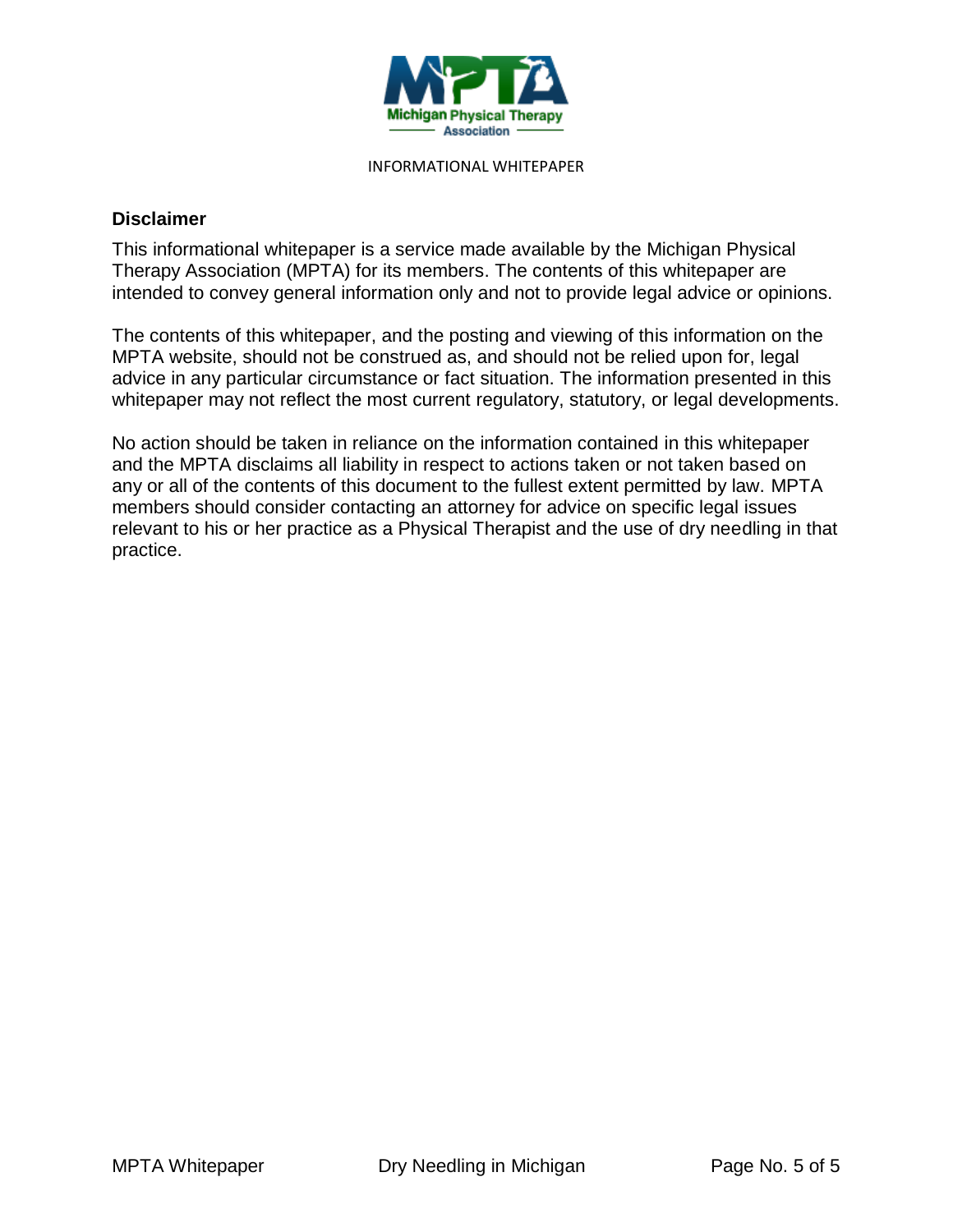## Disclaimer

This informational whitepaper is a service made available by the Michigan Physical Therapy Association (MPTA) for its members. The contents of this whitepaper are intended to convey general information only and not to provide legal advice or opinions.

The contents of this whitepaper, and the posting and viewing of this information on the MPTA website, should not be construed as, and should not be relied upon for, legal advice in any particular circumstance or fact situation. The information presented in this whitepaper may not reflect the most current regulatory, statutory, or legal developments.

No action should be taken in reliance on the information contained in this whitepaper and the MPTA disclaims all liability in respect to actions taken or not taken based on any or all of the contents of this document to the fullest extent permitted by law. MPTA members should consider contacting an attorney for advice on specific legal issues relevant to his or her practice as a Physical Therapist and the use of dry needling in that practice.